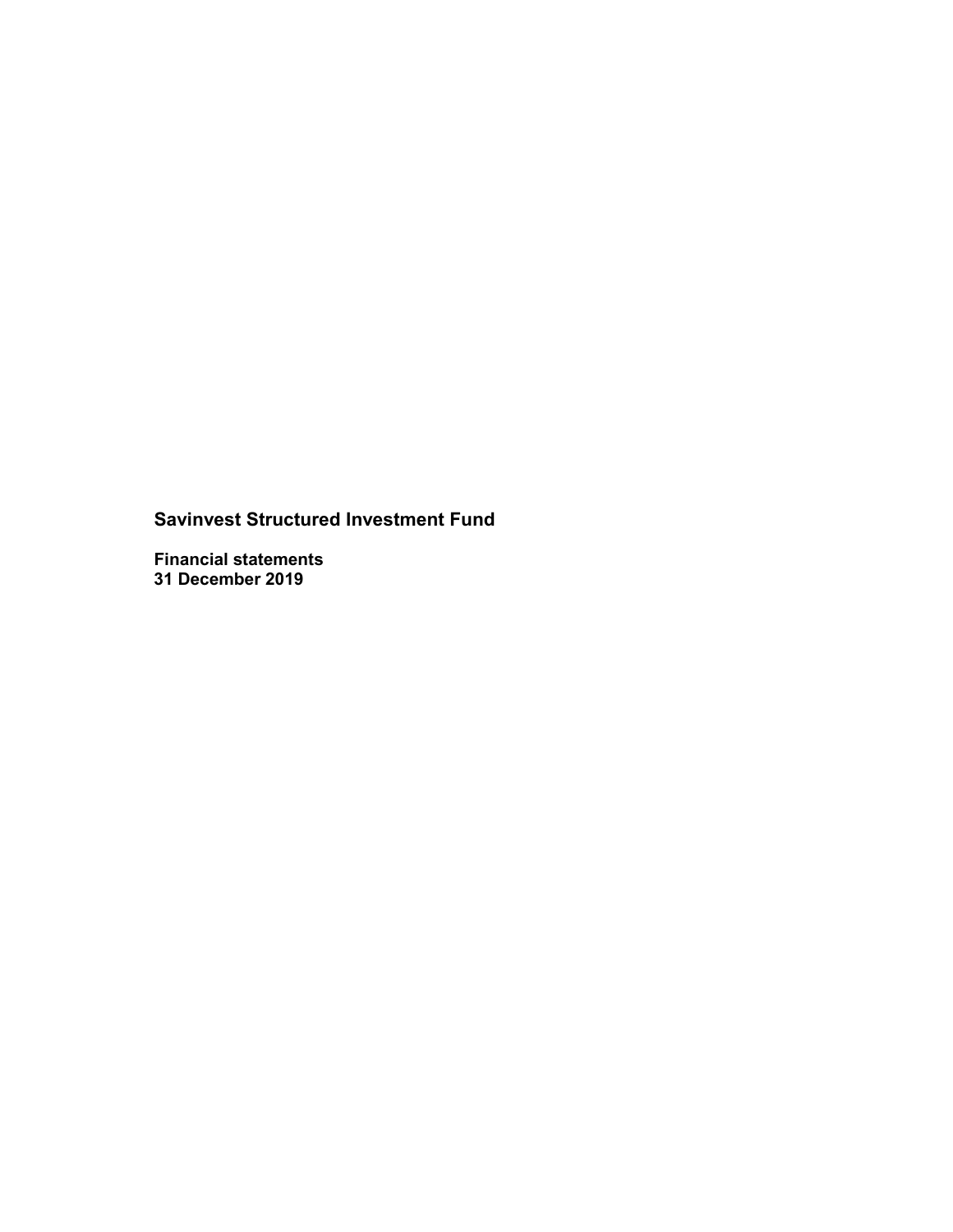# Savinvest Structured Investment Fund

**Financial statements**
**31 December 2019**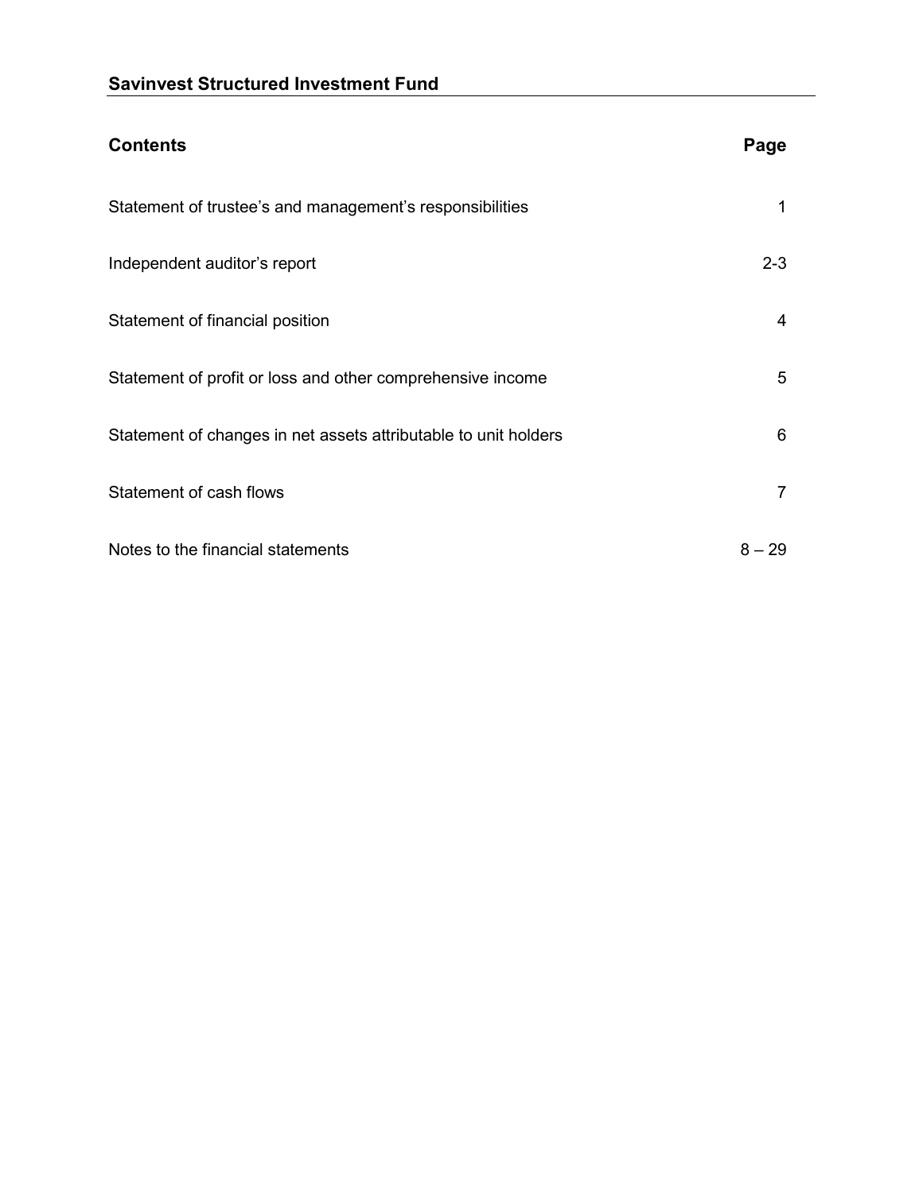# Savinvest Structured Investment Fund

| Contents | Page |
| --- | --- |
| Statement of trustee's and management's responsibilities | 1 |
| Independent auditor's report | 2-3 |
| Statement of financial position | 4 |
| Statement of profit or loss and other comprehensive income | 5 |
| Statement of changes in net assets attributable to unit holders | 6 |
| Statement of cash flows | 7 |
| Notes to the financial statements | 8 – 29 |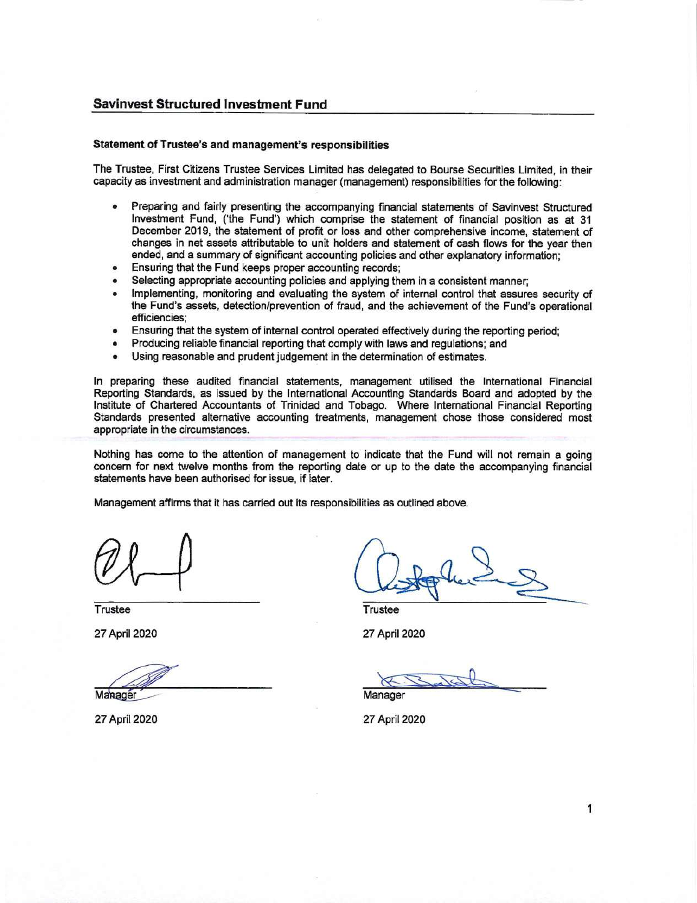## Savinvest Structured Investment Fund

### Statement of Trustee's and management's responsibilities

The Trustee, First Citizens Trustee Services Limited has delegated to Bourse Securities Limited, in their capacity as investment and administration manager (management) responsibilities for the following:

- Preparing and fairly presenting the accompanying financial statements of Savinvest Structured Investment Fund, ('the Fund') which comprise the statement of financial position as at 31 December 2019, the statement of profit or loss and other comprehensive income, statement of changes in net assets attributable to unit holders and statement of cash flows for the year then ended, and a summary of significant accounting policies and other explanatory information;
- Ensuring that the Fund keeps proper accounting records;
- Selecting appropriate accounting policies and applying them in a consistent manner;
- Implementing, monitoring and evaluating the system of internal control that assures security of the Fund's assets, detection/prevention of fraud, and the achievement of the Fund's operational efficiencies;
- Ensuring that the system of internal control operated effectively during the reporting period;
- Producing reliable financial reporting that comply with laws and regulations; and
- Using reasonable and prudent judgement in the determination of estimates.

In preparing these audited financial statements, management utilised the International Financial Reporting Standards, as issued by the International Accounting Standards Board and adopted by the Institute of Chartered Accountants of Trinidad and Tobago. Where International Financial Reporting Standards presented alternative accounting treatments, management chose those considered most appropriate in the circumstances.

Nothing has come to the attention of management to indicate that the Fund will not remain a going concern for next twelve months from the reporting date or up to the date the accompanying financial statements have been authorised for issue, if later.

Management affirms that it has carried out its responsibilities as outlined above.

| | |
|---|---|
| Trustee | Trustee |
| 27 April 2020 | 27 April 2020 |
| Manager | Manager |
| 27 April 2020 | 27 April 2020 |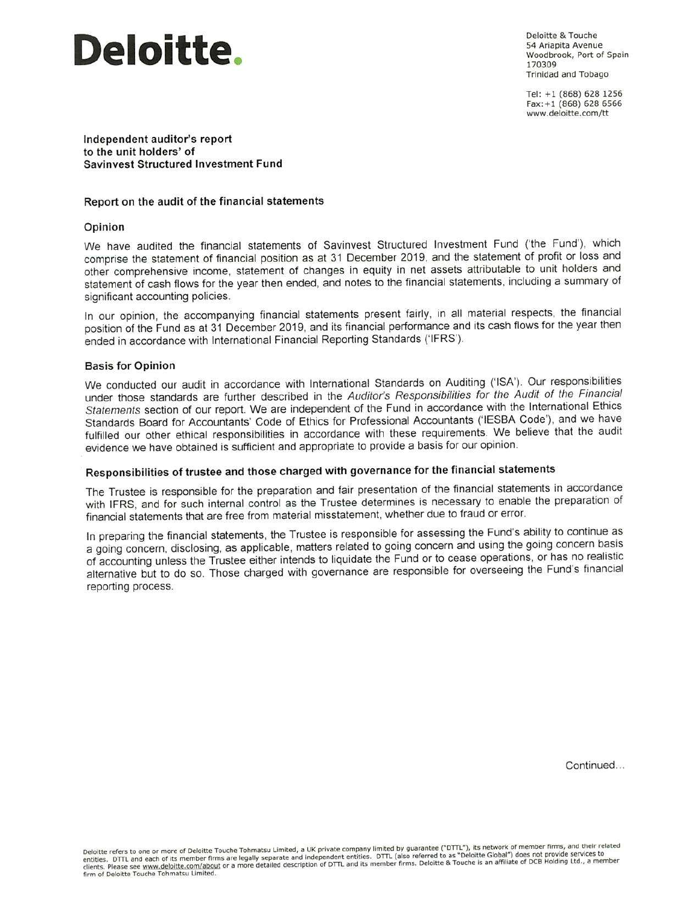Deloitte.

Deloitte & Touche
54 Ariapita Avenue
Woodbrook, Port of Spain
170309
Trinidad and Tobago

Tel: +1 (868) 628 1256
Fax: +1 (868) 628 6566
www.deloitte.com/tt

**Independent auditor's report to the unit holders' of Savinvest Structured Investment Fund**

## Report on the audit of the financial statements

### Opinion

We have audited the financial statements of Savinvest Structured Investment Fund ('the Fund'), which comprise the statement of financial position as at 31 December 2019, and the statement of profit or loss and other comprehensive income, statement of changes in equity in net assets attributable to unit holders and statement of cash flows for the year then ended, and notes to the financial statements, including a summary of significant accounting policies.

In our opinion, the accompanying financial statements present fairly, in all material respects, the financial position of the Fund as at 31 December 2019, and its financial performance and its cash flows for the year then ended in accordance with International Financial Reporting Standards ('IFRS').

### Basis for Opinion

We conducted our audit in accordance with International Standards on Auditing ('ISA'). Our responsibilities under those standards are further described in the *Auditor's Responsibilities for the Audit of the Financial Statements* section of our report. We are independent of the Fund in accordance with the International Ethics Standards Board for Accountants' Code of Ethics for Professional Accountants ('IESBA Code'), and we have fulfilled our other ethical responsibilities in accordance with these requirements. We believe that the audit evidence we have obtained is sufficient and appropriate to provide a basis for our opinion.

### Responsibilities of trustee and those charged with governance for the financial statements

The Trustee is responsible for the preparation and fair presentation of the financial statements in accordance with IFRS, and for such internal control as the Trustee determines is necessary to enable the preparation of financial statements that are free from material misstatement, whether due to fraud or error.

In preparing the financial statements, the Trustee is responsible for assessing the Fund's ability to continue as a going concern, disclosing, as applicable, matters related to going concern and using the going concern basis of accounting unless the Trustee either intends to liquidate the Fund or to cease operations, or has no realistic alternative but to do so. Those charged with governance are responsible for overseeing the Fund's financial reporting process.

Continued...

Deloitte refers to one or more of Deloitte Touche Tohmatsu Limited, a UK private company limited by guarantee ("DTTL"), its network of member firms, and their related entities. DTTL and each of its member firms are legally separate and independent entities. DTTL (also referred to as "Deloitte Global") does not provide services to clients. Please see www.deloitte.com/about or a more detailed description of DTTL and its member firms. Deloitte & Touche is an affiliate of DCB Holding Ltd., a member firm of Deloitte Touche Tohmatsu Limited.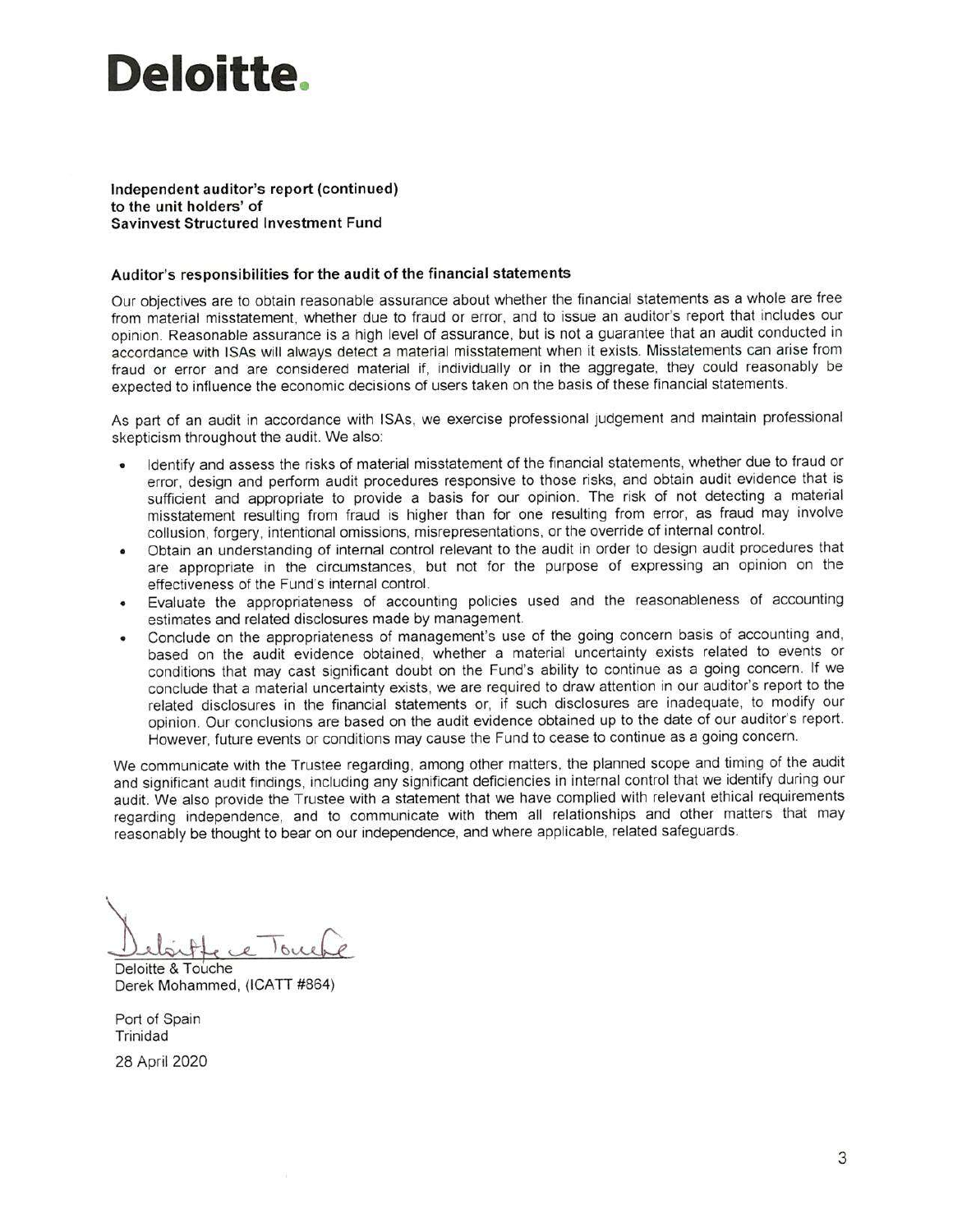# Deloitte.

**Independent auditor's report (continued)**
**to the unit holders' of**
**Savinvest Structured Investment Fund**

**Auditor's responsibilities for the audit of the financial statements**

Our objectives are to obtain reasonable assurance about whether the financial statements as a whole are free from material misstatement, whether due to fraud or error, and to issue an auditor's report that includes our opinion. Reasonable assurance is a high level of assurance, but is not a guarantee that an audit conducted in accordance with ISAs will always detect a material misstatement when it exists. Misstatements can arise from fraud or error and are considered material if, individually or in the aggregate, they could reasonably be expected to influence the economic decisions of users taken on the basis of these financial statements.

As part of an audit in accordance with ISAs, we exercise professional judgement and maintain professional skepticism throughout the audit. We also:

- Identify and assess the risks of material misstatement of the financial statements, whether due to fraud or error, design and perform audit procedures responsive to those risks, and obtain audit evidence that is sufficient and appropriate to provide a basis for our opinion. The risk of not detecting a material misstatement resulting from fraud is higher than for one resulting from error, as fraud may involve collusion, forgery, intentional omissions, misrepresentations, or the override of internal control.
- Obtain an understanding of internal control relevant to the audit in order to design audit procedures that are appropriate in the circumstances, but not for the purpose of expressing an opinion on the effectiveness of the Fund's internal control.
- Evaluate the appropriateness of accounting policies used and the reasonableness of accounting estimates and related disclosures made by management.
- Conclude on the appropriateness of management's use of the going concern basis of accounting and, based on the audit evidence obtained, whether a material uncertainty exists related to events or conditions that may cast significant doubt on the Fund's ability to continue as a going concern. If we conclude that a material uncertainty exists, we are required to draw attention in our auditor's report to the related disclosures in the financial statements or, if such disclosures are inadequate, to modify our opinion. Our conclusions are based on the audit evidence obtained up to the date of our auditor's report. However, future events or conditions may cause the Fund to cease to continue as a going concern.

We communicate with the Trustee regarding, among other matters, the planned scope and timing of the audit and significant audit findings, including any significant deficiencies in internal control that we identify during our audit. We also provide the Trustee with a statement that we have complied with relevant ethical requirements regarding independence, and to communicate with them all relationships and other matters that may reasonably be thought to bear on our independence, and where applicable, related safeguards.

Deloitte & Touche
Deloitte & Touche
Derek Mohammed, (ICATT #864)

Port of Spain
Trinidad
28 April 2020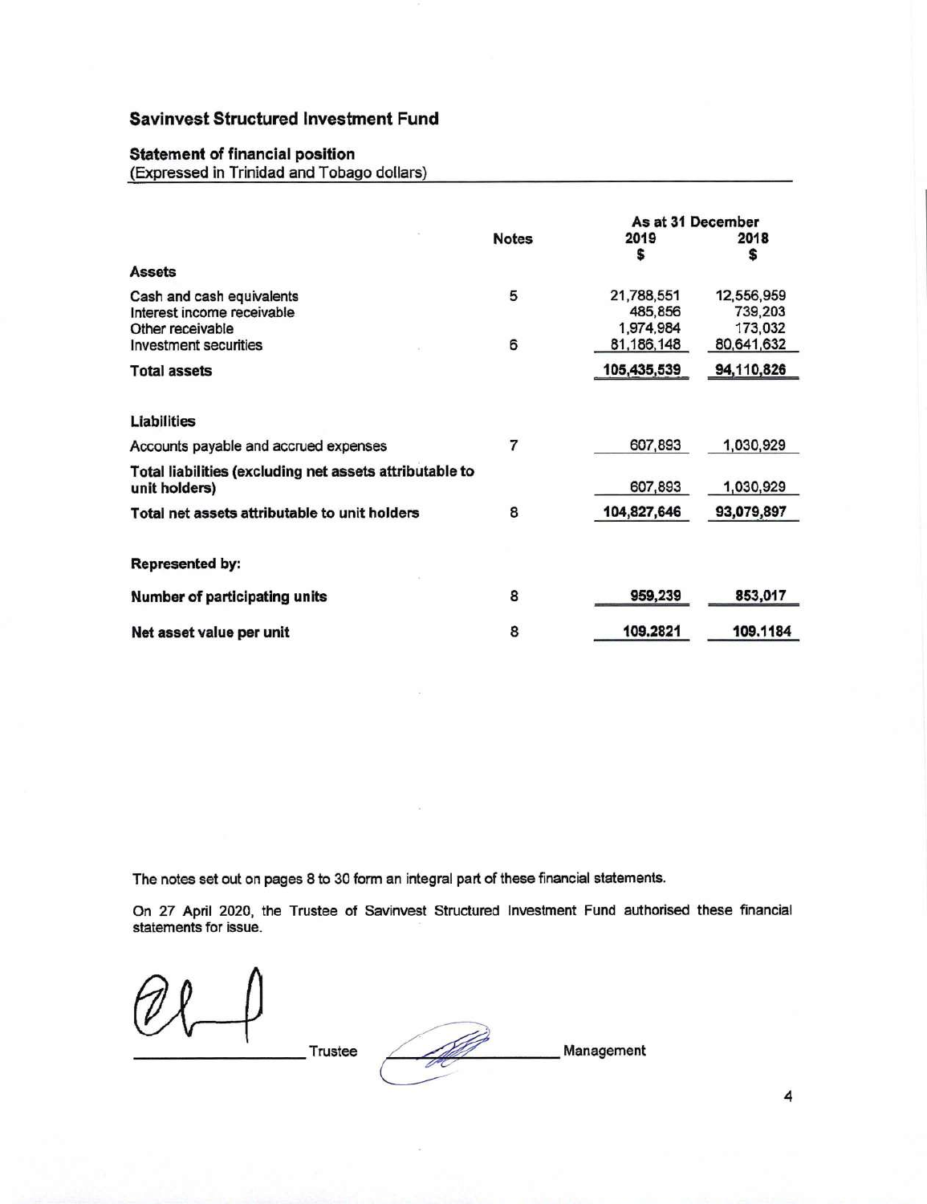# Savinvest Structured Investment Fund

## Statement of financial position

(Expressed in Trinidad and Tobago dollars)

| | Notes | As at 31 December 2019 $ | 2018 $ |
|---|---|---|---|
| **Assets** | | | |
| Cash and cash equivalents | 5 | 21,788,551 | 12,556,959 |
| Interest income receivable | | 485,856 | 739,203 |
| Other receivable | | 1,974,984 | 173,032 |
| Investment securities | 6 | 81,186,148 | 80,641,632 |
| **Total assets** | | **105,435,539** | **94,110,826** |
| **Liabilities** | | | |
| Accounts payable and accrued expenses | 7 | 607,893 | 1,030,929 |
| **Total liabilities (excluding net assets attributable to unit holders)** | | 607,893 | 1,030,929 |
| **Total net assets attributable to unit holders** | 8 | **104,827,646** | **93,079,897** |
| **Represented by:** | | | |
| **Number of participating units** | 8 | **959,239** | **853,017** |
| **Net asset value per unit** | 8 | **109.2821** | **109.1184** |

The notes set out on pages 8 to 30 form an integral part of these financial statements.

On 27 April 2020, the Trustee of Savinvest Structured Investment Fund authorised these financial statements for issue.

\_\_\_\_\_\_\_\_\_\_\_\_\_\_\_\_\_\_\_\_ Trustee \_\_\_\_\_\_\_\_\_\_\_\_\_\_\_\_\_\_\_\_ Management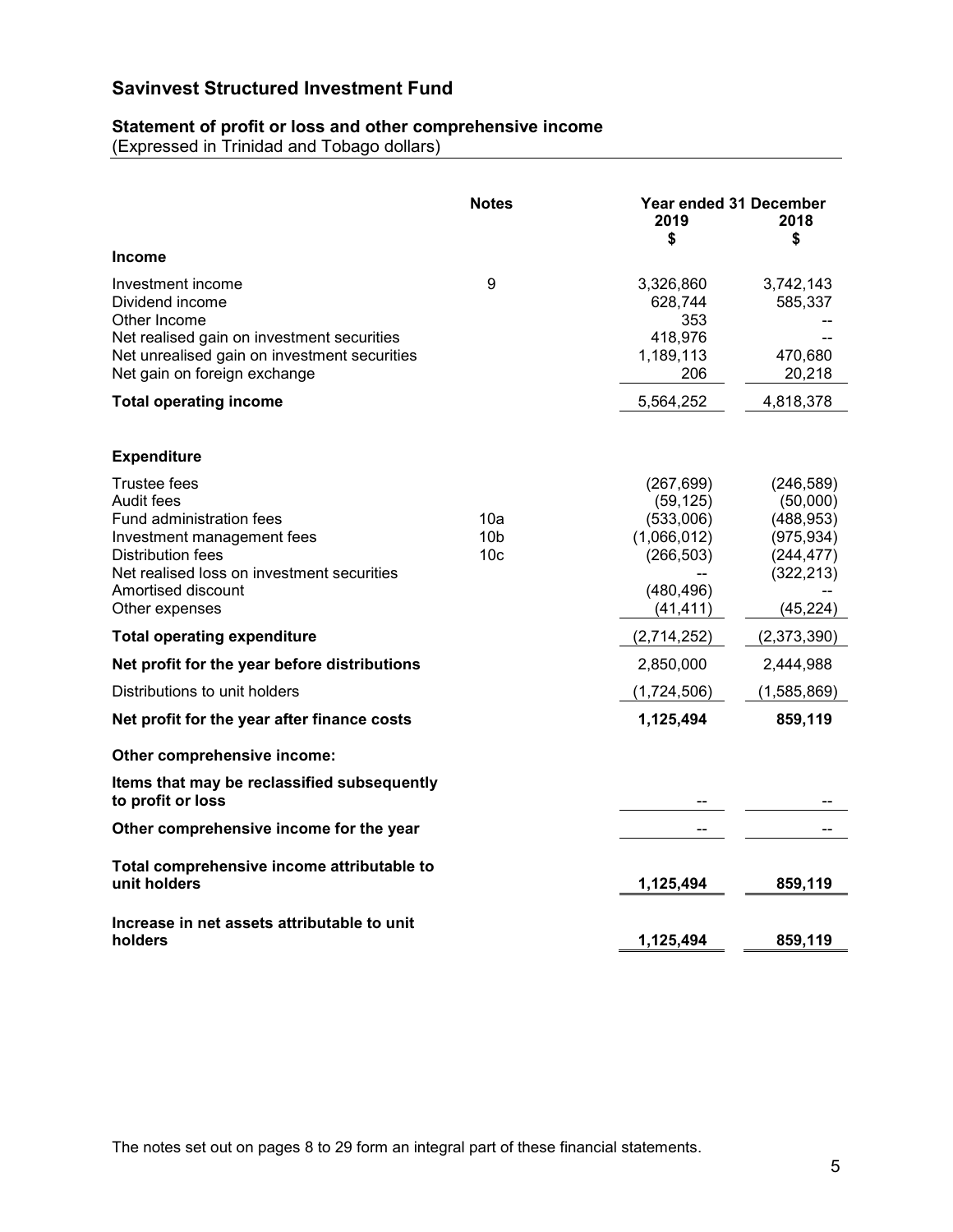# Savinvest Structured Investment Fund

## Statement of profit or loss and other comprehensive income

(Expressed in Trinidad and Tobago dollars)

| | Notes | Year ended 31 December 2019 $ | 2018 $ |
|---|---|---|---|
| **Income** | | | |
| Investment income | 9 | 3,326,860 | 3,742,143 |
| Dividend income | | 628,744 | 585,337 |
| Other Income | | 353 | -- |
| Net realised gain on investment securities | | 418,976 | -- |
| Net unrealised gain on investment securities | | 1,189,113 | 470,680 |
| Net gain on foreign exchange | | 206 | 20,218 |
| **Total operating income** | | 5,564,252 | 4,818,378 |
| **Expenditure** | | | |
| Trustee fees | | (267,699) | (246,589) |
| Audit fees | | (59,125) | (50,000) |
| Fund administration fees | 10a | (533,006) | (488,953) |
| Investment management fees | 10b | (1,066,012) | (975,934) |
| Distribution fees | 10c | (266,503) | (244,477) |
| Net realised loss on investment securities | | -- | (322,213) |
| Amortised discount | | (480,496) | -- |
| Other expenses | | (41,411) | (45,224) |
| **Total operating expenditure** | | (2,714,252) | (2,373,390) |
| **Net profit for the year before distributions** | | 2,850,000 | 2,444,988 |
| Distributions to unit holders | | (1,724,506) | (1,585,869) |
| **Net profit for the year after finance costs** | | **1,125,494** | **859,119** |
| **Other comprehensive income:** | | | |
| **Items that may be reclassified subsequently to profit or loss** | | -- | -- |
| **Other comprehensive income for the year** | | -- | -- |
| **Total comprehensive income attributable to unit holders** | | **1,125,494** | **859,119** |
| **Increase in net assets attributable to unit holders** | | **1,125,494** | **859,119** |

The notes set out on pages 8 to 29 form an integral part of these financial statements.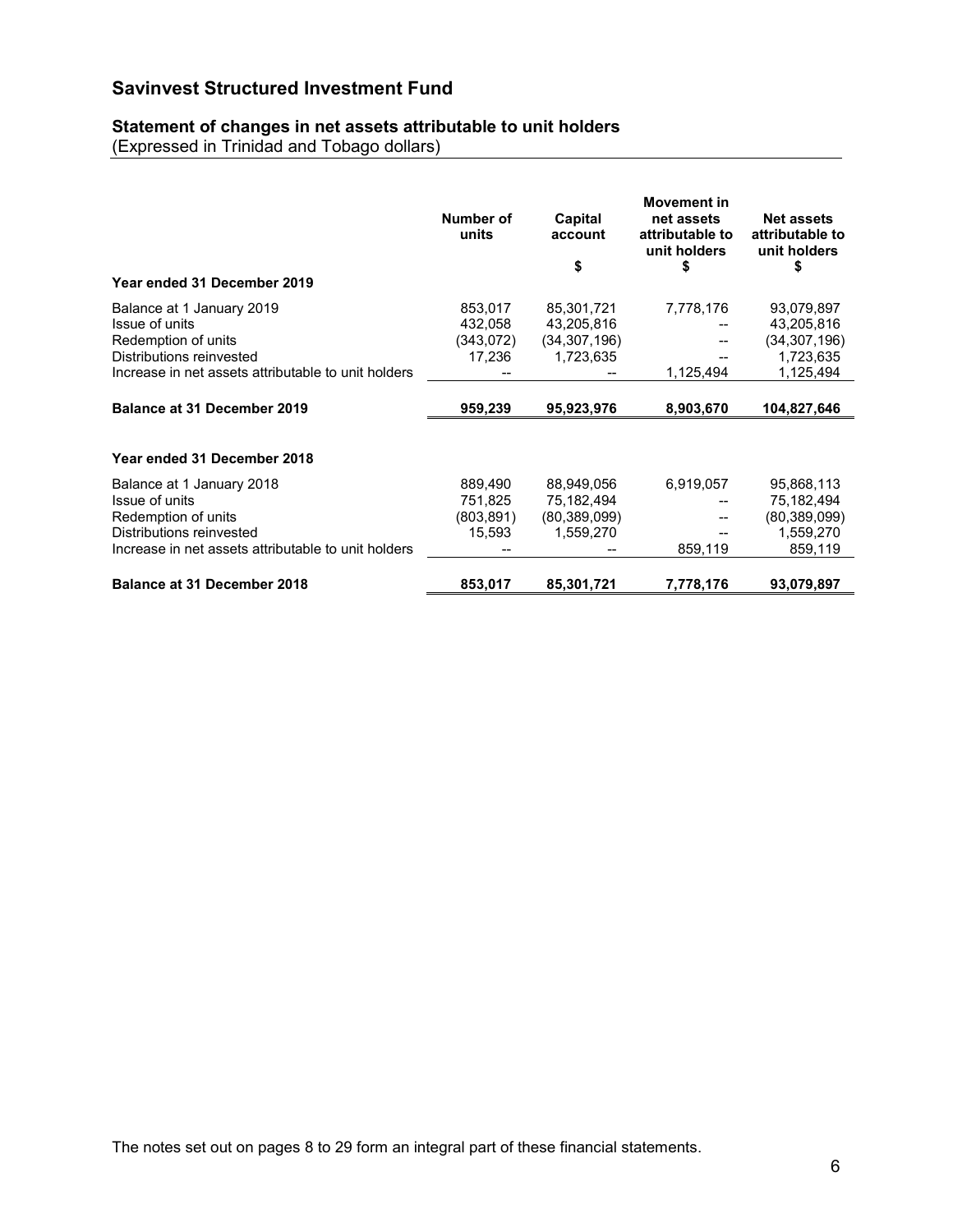# Savinvest Structured Investment Fund

## Statement of changes in net assets attributable to unit holders

(Expressed in Trinidad and Tobago dollars)

| | Number of units | Capital account $ | Movement in net assets attributable to unit holders $ | Net assets attributable to unit holders $ |
|---|---|---|---|---|
| **Year ended 31 December 2019** | | | | |
| Balance at 1 January 2019 | 853,017 | 85,301,721 | 7,778,176 | 93,079,897 |
| Issue of units | 432,058 | 43,205,816 | -- | 43,205,816 |
| Redemption of units | (343,072) | (34,307,196) | -- | (34,307,196) |
| Distributions reinvested | 17,236 | 1,723,635 | -- | 1,723,635 |
| Increase in net assets attributable to unit holders | -- | -- | 1,125,494 | 1,125,494 |
| **Balance at 31 December 2019** | **959,239** | **95,923,976** | **8,903,670** | **104,827,646** |
| **Year ended 31 December 2018** | | | | |
| Balance at 1 January 2018 | 889,490 | 88,949,056 | 6,919,057 | 95,868,113 |
| Issue of units | 751,825 | 75,182,494 | -- | 75,182,494 |
| Redemption of units | (803,891) | (80,389,099) | -- | (80,389,099) |
| Distributions reinvested | 15,593 | 1,559,270 | -- | 1,559,270 |
| Increase in net assets attributable to unit holders | -- | -- | 859,119 | 859,119 |
| **Balance at 31 December 2018** | **853,017** | **85,301,721** | **7,778,176** | **93,079,897** |

The notes set out on pages 8 to 29 form an integral part of these financial statements.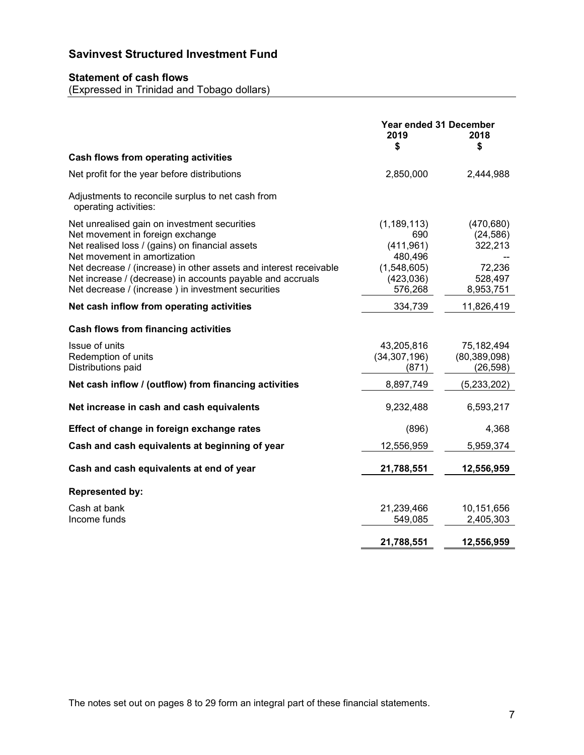# Savinvest Structured Investment Fund

## Statement of cash flows

(Expressed in Trinidad and Tobago dollars)

| | Year ended 31 December 2019 $ | 2018 $ |
|---|---|---|
| **Cash flows from operating activities** | | |
| Net profit for the year before distributions | 2,850,000 | 2,444,988 |
| Adjustments to reconcile surplus to net cash from operating activities: | | |
| Net unrealised gain on investment securities | (1,189,113) | (470,680) |
| Net movement in foreign exchange | 690 | (24,586) |
| Net realised loss / (gains) on financial assets | (411,961) | 322,213 |
| Net movement in amortization | 480,496 | -- |
| Net decrease / (increase) in other assets and interest receivable | (1,548,605) | 72,236 |
| Net increase / (decrease) in accounts payable and accruals | (423,036) | 528,497 |
| Net decrease / (increase ) in investment securities | 576,268 | 8,953,751 |
| **Net cash inflow from operating activities** | 334,739 | 11,826,419 |
| **Cash flows from financing activities** | | |
| Issue of units | 43,205,816 | 75,182,494 |
| Redemption of units | (34,307,196) | (80,389,098) |
| Distributions paid | (871) | (26,598) |
| **Net cash inflow / (outflow) from financing activities** | 8,897,749 | (5,233,202) |
| **Net increase in cash and cash equivalents** | 9,232,488 | 6,593,217 |
| **Effect of change in foreign exchange rates** | (896) | 4,368 |
| **Cash and cash equivalents at beginning of year** | 12,556,959 | 5,959,374 |
| **Cash and cash equivalents at end of year** | **21,788,551** | **12,556,959** |
| **Represented by:** | | |
| Cash at bank | 21,239,466 | 10,151,656 |
| Income funds | 549,085 | 2,405,303 |
| | **21,788,551** | **12,556,959** |

The notes set out on pages 8 to 29 form an integral part of these financial statements.